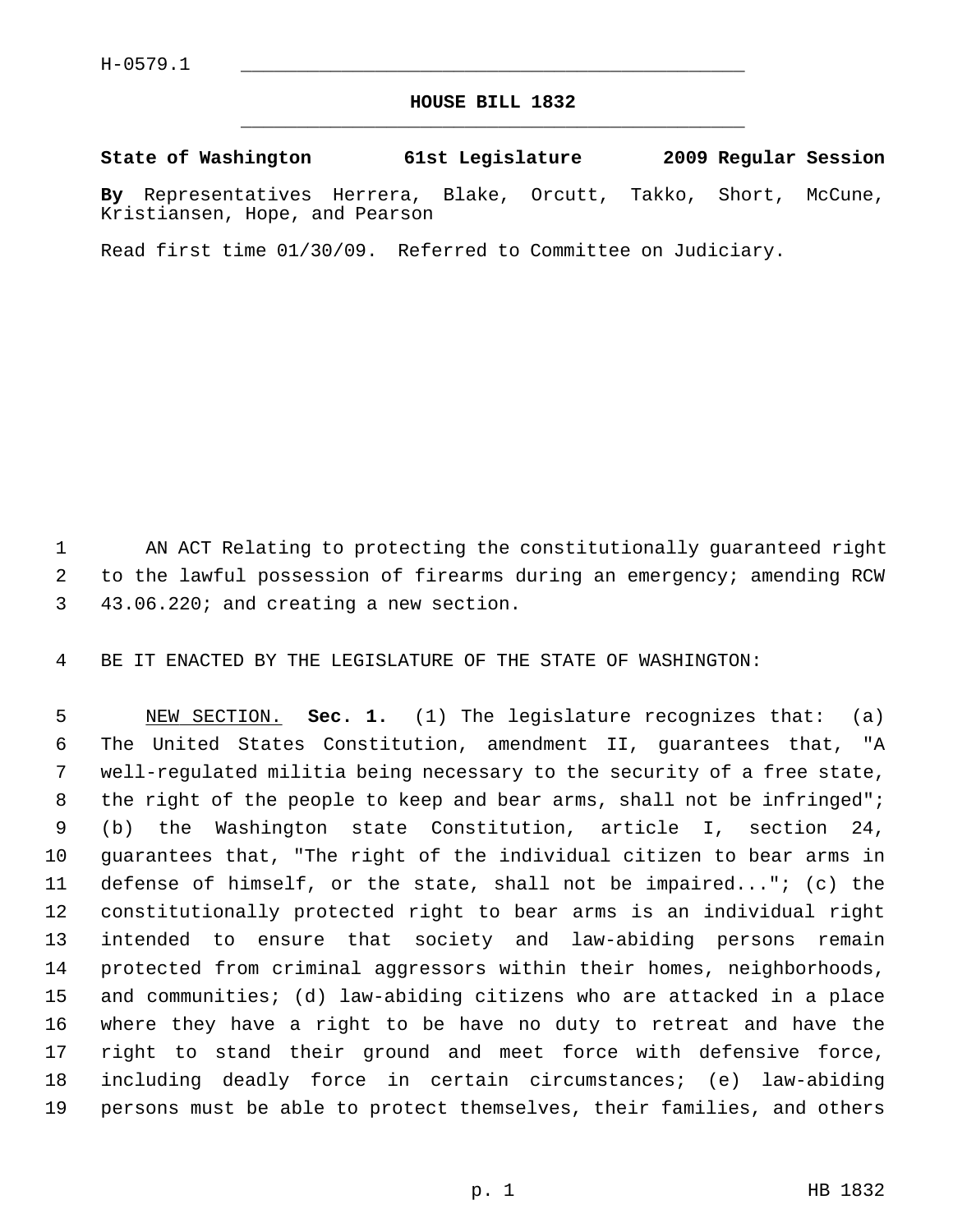H-0579.1

# HOUSE BILL 1832

**State of Washington 61st Legislature 2009 Regular Session**

**By** Representatives Herrera, Blake, Orcutt, Takko, Short, McCune, Kristiansen, Hope, and Pearson

Read first time 01/30/09. Referred to Committee on Judiciary.

AN ACT Relating to protecting the constitutionally guaranteed right to the lawful possession of firearms during an emergency; amending RCW 43.06.220; and creating a new section.

BE IT ENACTED BY THE LEGISLATURE OF THE STATE OF WASHINGTON:

NEW SECTION. **Sec. 1.** (1) The legislature recognizes that: (a) The United States Constitution, amendment II, guarantees that, "A well-regulated militia being necessary to the security of a free state, the right of the people to keep and bear arms, shall not be infringed"; (b) the Washington state Constitution, article I, section 24, guarantees that, "The right of the individual citizen to bear arms in defense of himself, or the state, shall not be impaired..."; (c) the constitutionally protected right to bear arms is an individual right intended to ensure that society and law-abiding persons remain protected from criminal aggressors within their homes, neighborhoods, and communities; (d) law-abiding citizens who are attacked in a place where they have a right to be have no duty to retreat and have the right to stand their ground and meet force with defensive force, including deadly force in certain circumstances; (e) law-abiding persons must be able to protect themselves, their families, and others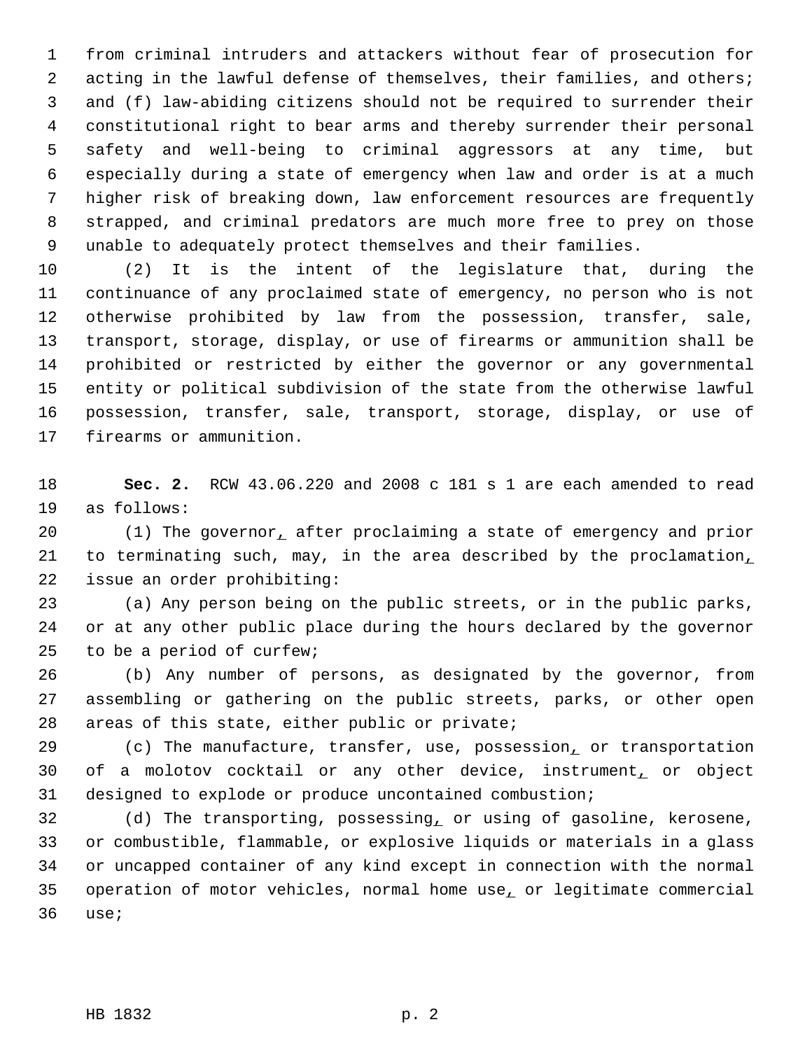from criminal intruders and attackers without fear of prosecution for acting in the lawful defense of themselves, their families, and others; and (f) law-abiding citizens should not be required to surrender their constitutional right to bear arms and thereby surrender their personal safety and well-being to criminal aggressors at any time, but especially during a state of emergency when law and order is at a much higher risk of breaking down, law enforcement resources are frequently strapped, and criminal predators are much more free to prey on those unable to adequately protect themselves and their families.

(2) It is the intent of the legislature that, during the continuance of any proclaimed state of emergency, no person who is not otherwise prohibited by law from the possession, transfer, sale, transport, storage, display, or use of firearms or ammunition shall be prohibited or restricted by either the governor or any governmental entity or political subdivision of the state from the otherwise lawful possession, transfer, sale, transport, storage, display, or use of firearms or ammunition.

**Sec. 2.** RCW 43.06.220 and 2008 c 181 s 1 are each amended to read as follows:

(1) The governor, after proclaiming a state of emergency and prior to terminating such, may, in the area described by the proclamation, issue an order prohibiting:

(a) Any person being on the public streets, or in the public parks, or at any other public place during the hours declared by the governor to be a period of curfew;

(b) Any number of persons, as designated by the governor, from assembling or gathering on the public streets, parks, or other open areas of this state, either public or private;

(c) The manufacture, transfer, use, possession, or transportation of a molotov cocktail or any other device, instrument, or object designed to explode or produce uncontained combustion;

(d) The transporting, possessing, or using of gasoline, kerosene, or combustible, flammable, or explosive liquids or materials in a glass or uncapped container of any kind except in connection with the normal operation of motor vehicles, normal home use, or legitimate commercial use;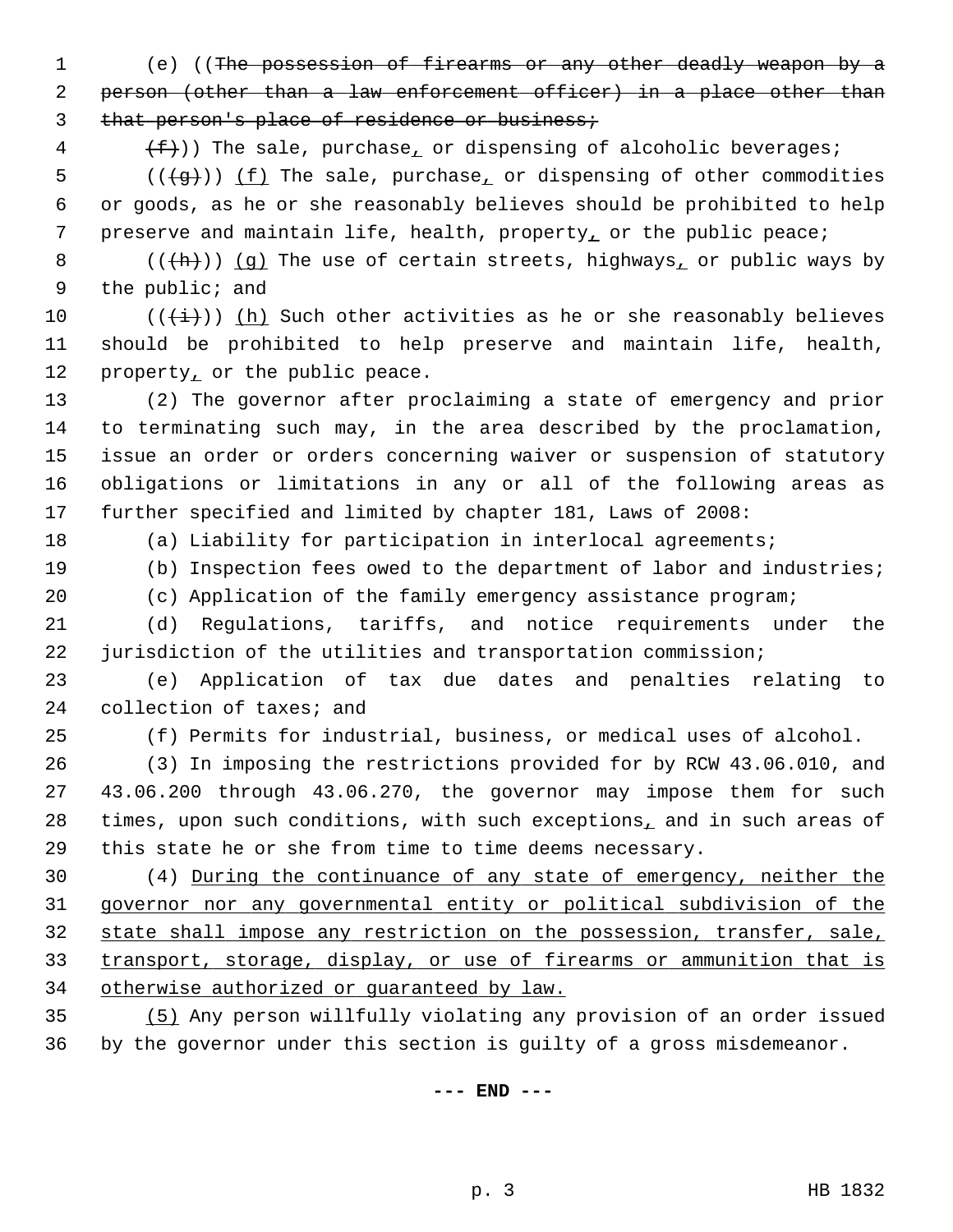(e) ((~~The possession of firearms or any other deadly weapon by a person (other than a law enforcement officer) in a place other than that person's place of residence or business;~~

~~(f)~~)) The sale, purchase, or dispensing of alcoholic beverages;

((~~(g)~~)) (f) The sale, purchase, or dispensing of other commodities or goods, as he or she reasonably believes should be prohibited to help preserve and maintain life, health, property, or the public peace;

((~~(h)~~)) (g) The use of certain streets, highways, or public ways by the public; and

((~~(i)~~)) (h) Such other activities as he or she reasonably believes should be prohibited to help preserve and maintain life, health, property, or the public peace.

(2) The governor after proclaiming a state of emergency and prior to terminating such may, in the area described by the proclamation, issue an order or orders concerning waiver or suspension of statutory obligations or limitations in any or all of the following areas as further specified and limited by chapter 181, Laws of 2008:

(a) Liability for participation in interlocal agreements;

(b) Inspection fees owed to the department of labor and industries;

(c) Application of the family emergency assistance program;

(d) Regulations, tariffs, and notice requirements under the jurisdiction of the utilities and transportation commission;

(e) Application of tax due dates and penalties relating to collection of taxes; and

(f) Permits for industrial, business, or medical uses of alcohol.

(3) In imposing the restrictions provided for by RCW 43.06.010, and 43.06.200 through 43.06.270, the governor may impose them for such times, upon such conditions, with such exceptions, and in such areas of this state he or she from time to time deems necessary.

(4) <u>During the continuance of any state of emergency, neither the governor nor any governmental entity or political subdivision of the state shall impose any restriction on the possession, transfer, sale, transport, storage, display, or use of firearms or ammunition that is otherwise authorized or guaranteed by law.</u>

<u>(5)</u> Any person willfully violating any provision of an order issued by the governor under this section is guilty of a gross misdemeanor.

**--- END ---**